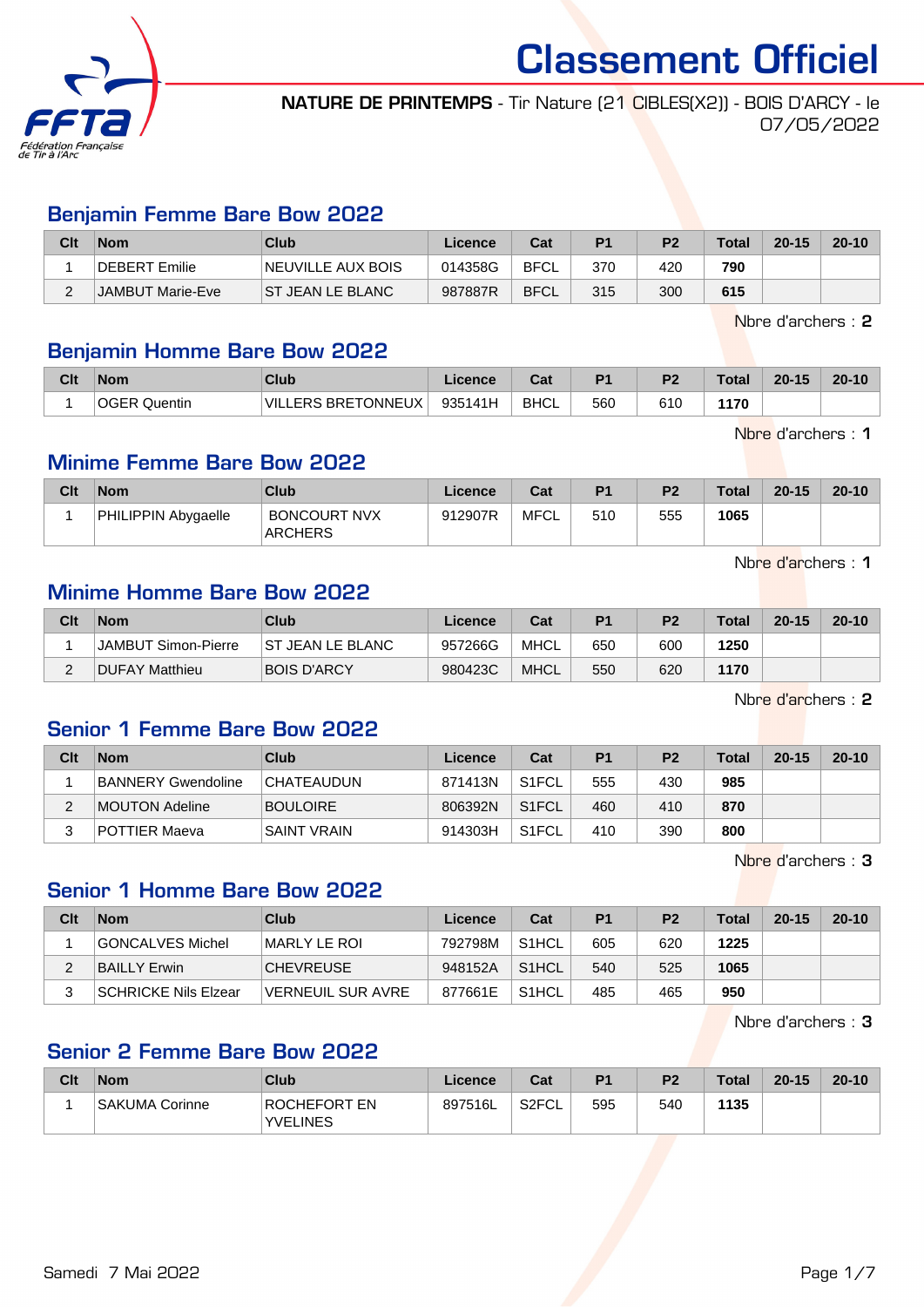# Classement Officiel

**NATURE DE PRINTEMPS** - Tir Nature (21 CIBLES(X2)) - BOIS D'ARCY - le 07/05/2022

## Benjamin Femme Bare Bow 2022

| Clt | Nom | Club | Licence | Cat | P1 | P2 | Total | 20-15 | 20-10 |
|---|---|---|---|---|---|---|---|---|---|
| 1 | DEBERT Emilie | NEUVILLE AUX BOIS | 014358G | BFCL | 370 | 420 | **790** | | |
| 2 | JAMBUT Marie-Eve | ST JEAN LE BLANC | 987887R | BFCL | 315 | 300 | **615** | | |

Nbre d'archers : **2**

## Benjamin Homme Bare Bow 2022

| Clt | Nom | Club | Licence | Cat | P1 | P2 | Total | 20-15 | 20-10 |
|---|---|---|---|---|---|---|---|---|---|
| 1 | OGER Quentin | VILLERS BRETONNEUX | 935141H | BHCL | 560 | 610 | **1170** | | |

Nbre d'archers : **1**

## Minime Femme Bare Bow 2022

| Clt | Nom | Club | Licence | Cat | P1 | P2 | Total | 20-15 | 20-10 |
|---|---|---|---|---|---|---|---|---|---|
| 1 | PHILIPPIN Abygaelle | BONCOURT NVX ARCHERS | 912907R | MFCL | 510 | 555 | **1065** | | |

Nbre d'archers : **1**

## Minime Homme Bare Bow 2022

| Clt | Nom | Club | Licence | Cat | P1 | P2 | Total | 20-15 | 20-10 |
|---|---|---|---|---|---|---|---|---|---|
| 1 | JAMBUT Simon-Pierre | ST JEAN LE BLANC | 957266G | MHCL | 650 | 600 | **1250** | | |
| 2 | DUFAY Matthieu | BOIS D'ARCY | 980423C | MHCL | 550 | 620 | **1170** | | |

Nbre d'archers : **2**

## Senior 1 Femme Bare Bow 2022

| Clt | Nom | Club | Licence | Cat | P1 | P2 | Total | 20-15 | 20-10 |
|---|---|---|---|---|---|---|---|---|---|
| 1 | BANNERY Gwendoline | CHATEAUDUN | 871413N | S1FCL | 555 | 430 | **985** | | |
| 2 | MOUTON Adeline | BOULOIRE | 806392N | S1FCL | 460 | 410 | **870** | | |
| 3 | POTTIER Maeva | SAINT VRAIN | 914303H | S1FCL | 410 | 390 | **800** | | |

Nbre d'archers : **3**

## Senior 1 Homme Bare Bow 2022

| Clt | Nom | Club | Licence | Cat | P1 | P2 | Total | 20-15 | 20-10 |
|---|---|---|---|---|---|---|---|---|---|
| 1 | GONCALVES Michel | MARLY LE ROI | 792798M | S1HCL | 605 | 620 | **1225** | | |
| 2 | BAILLY Erwin | CHEVREUSE | 948152A | S1HCL | 540 | 525 | **1065** | | |
| 3 | SCHRICKE Nils Elzear | VERNEUIL SUR AVRE | 877661E | S1HCL | 485 | 465 | **950** | | |

Nbre d'archers : **3**

## Senior 2 Femme Bare Bow 2022

| Clt | Nom | Club | Licence | Cat | P1 | P2 | Total | 20-15 | 20-10 |
|---|---|---|---|---|---|---|---|---|---|
| 1 | SAKUMA Corinne | ROCHEFORT EN YVELINES | 897516L | S2FCL | 595 | 540 | **1135** | | |

Samedi 7 Mai 2022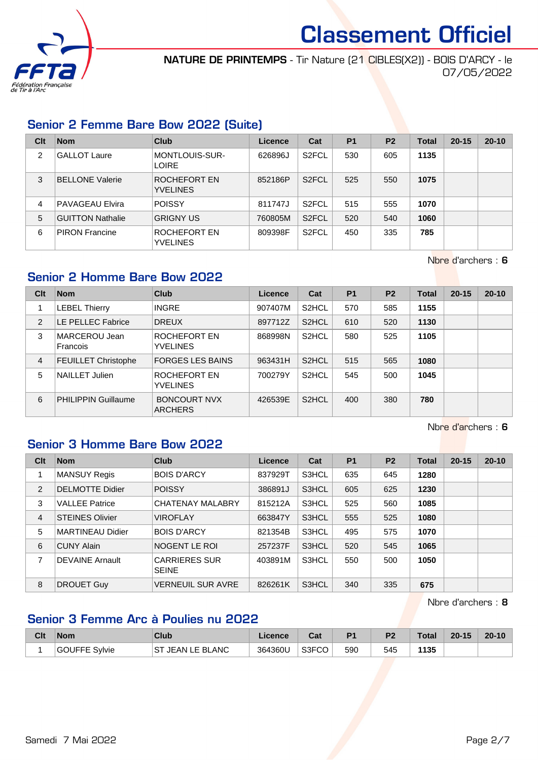# Classement Officiel

**NATURE DE PRINTEMPS** - Tir Nature (21 CIBLES(X2)) - BOIS D'ARCY - le 07/05/2022

## Senior 2 Femme Bare Bow 2022 (Suite)

| Clt | Nom | Club | Licence | Cat | P1 | P2 | Total | 20-15 | 20-10 |
|---|---|---|---|---|---|---|---|---|---|
| 2 | GALLOT Laure | MONTLOUIS-SUR-LOIRE | 626896J | S2FCL | 530 | 605 | **1135** | | |
| 3 | BELLONE Valerie | ROCHEFORT EN YVELINES | 852186P | S2FCL | 525 | 550 | **1075** | | |
| 4 | PAVAGEAU Elvira | POISSY | 811747J | S2FCL | 515 | 555 | **1070** | | |
| 5 | GUITTON Nathalie | GRIGNY US | 760805M | S2FCL | 520 | 540 | **1060** | | |
| 6 | PIRON Francine | ROCHEFORT EN YVELINES | 809398F | S2FCL | 450 | 335 | **785** | | |

Nbre d'archers : **6**

## Senior 2 Homme Bare Bow 2022

| Clt | Nom | Club | Licence | Cat | P1 | P2 | Total | 20-15 | 20-10 |
|---|---|---|---|---|---|---|---|---|---|
| 1 | LEBEL Thierry | INGRE | 907407M | S2HCL | 570 | 585 | **1155** | | |
| 2 | LE PELLEC Fabrice | DREUX | 897712Z | S2HCL | 610 | 520 | **1130** | | |
| 3 | MARCEROU Jean Francois | ROCHEFORT EN YVELINES | 868998N | S2HCL | 580 | 525 | **1105** | | |
| 4 | FEUILLET Christophe | FORGES LES BAINS | 963431H | S2HCL | 515 | 565 | **1080** | | |
| 5 | NAILLET Julien | ROCHEFORT EN YVELINES | 700279Y | S2HCL | 545 | 500 | **1045** | | |
| 6 | PHILIPPIN Guillaume | BONCOURT NVX ARCHERS | 426539E | S2HCL | 400 | 380 | **780** | | |

Nbre d'archers : **6**

## Senior 3 Homme Bare Bow 2022

| Clt | Nom | Club | Licence | Cat | P1 | P2 | Total | 20-15 | 20-10 |
|---|---|---|---|---|---|---|---|---|---|
| 1 | MANSUY Regis | BOIS D'ARCY | 837929T | S3HCL | 635 | 645 | **1280** | | |
| 2 | DELMOTTE Didier | POISSY | 386891J | S3HCL | 605 | 625 | **1230** | | |
| 3 | VALLEE Patrice | CHATENAY MALABRY | 815212A | S3HCL | 525 | 560 | **1085** | | |
| 4 | STEINES Olivier | VIROFLAY | 663847Y | S3HCL | 555 | 525 | **1080** | | |
| 5 | MARTINEAU Didier | BOIS D'ARCY | 821354B | S3HCL | 495 | 575 | **1070** | | |
| 6 | CUNY Alain | NOGENT LE ROI | 257237F | S3HCL | 520 | 545 | **1065** | | |
| 7 | DEVAINE Arnault | CARRIERES SUR SEINE | 403891M | S3HCL | 550 | 500 | **1050** | | |
| 8 | DROUET Guy | VERNEUIL SUR AVRE | 826261K | S3HCL | 340 | 335 | **675** | | |

Nbre d'archers : **8**

## Senior 3 Femme Arc à Poulies nu 2022

| Clt | Nom | Club | Licence | Cat | P1 | P2 | Total | 20-15 | 20-10 |
|---|---|---|---|---|---|---|---|---|---|
| 1 | GOUFFE Sylvie | ST JEAN LE BLANC | 364360U | S3FCO | 590 | 545 | **1135** | | |

Samedi 7 Mai 2022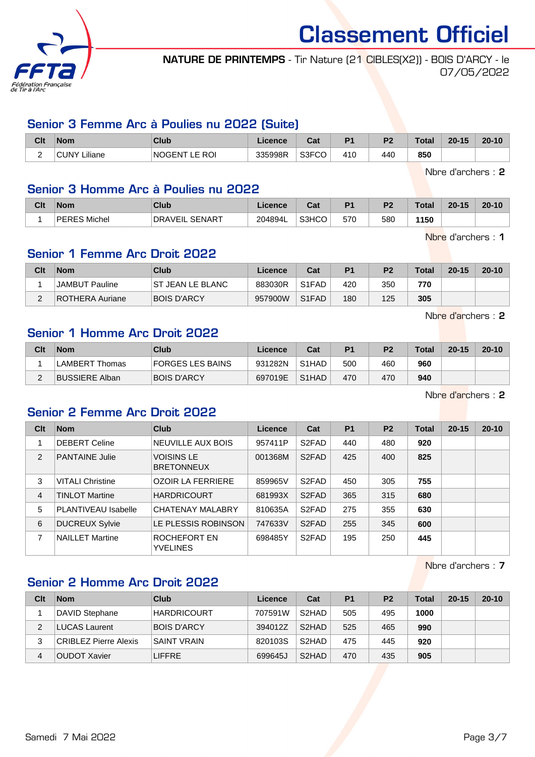# Classement Officiel

**NATURE DE PRINTEMPS** - Tir Nature (21 CIBLES(X2)) - BOIS D'ARCY - le 07/05/2022

## Senior 3 Femme Arc à Poulies nu 2022 (Suite)

| Clt | Nom | Club | Licence | Cat | P1 | P2 | Total | 20-15 | 20-10 |
|---|---|---|---|---|---|---|---|---|---|
| 2 | CUNY Liliane | NOGENT LE ROI | 335998R | S3FCO | 410 | 440 | **850** | | |

Nbre d'archers : **2**

## Senior 3 Homme Arc à Poulies nu 2022

| Clt | Nom | Club | Licence | Cat | P1 | P2 | Total | 20-15 | 20-10 |
|---|---|---|---|---|---|---|---|---|---|
| 1 | PERES Michel | DRAVEIL SENART | 204894L | S3HCO | 570 | 580 | **1150** | | |

Nbre d'archers : **1**

## Senior 1 Femme Arc Droit 2022

| Clt | Nom | Club | Licence | Cat | P1 | P2 | Total | 20-15 | 20-10 |
|---|---|---|---|---|---|---|---|---|---|
| 1 | JAMBUT Pauline | ST JEAN LE BLANC | 883030R | S1FAD | 420 | 350 | **770** | | |
| 2 | ROTHERA Auriane | BOIS D'ARCY | 957900W | S1FAD | 180 | 125 | **305** | | |

Nbre d'archers : **2**

## Senior 1 Homme Arc Droit 2022

| Clt | Nom | Club | Licence | Cat | P1 | P2 | Total | 20-15 | 20-10 |
|---|---|---|---|---|---|---|---|---|---|
| 1 | LAMBERT Thomas | FORGES LES BAINS | 931282N | S1HAD | 500 | 460 | **960** | | |
| 2 | BUSSIERE Alban | BOIS D'ARCY | 697019E | S1HAD | 470 | 470 | **940** | | |

Nbre d'archers : **2**

## Senior 2 Femme Arc Droit 2022

| Clt | Nom | Club | Licence | Cat | P1 | P2 | Total | 20-15 | 20-10 |
|---|---|---|---|---|---|---|---|---|---|
| 1 | DEBERT Celine | NEUVILLE AUX BOIS | 957411P | S2FAD | 440 | 480 | **920** | | |
| 2 | PANTAINE Julie | VOISINS LE BRETONNEUX | 001368M | S2FAD | 425 | 400 | **825** | | |
| 3 | VITALI Christine | OZOIR LA FERRIERE | 859965V | S2FAD | 450 | 305 | **755** | | |
| 4 | TINLOT Martine | HARDRICOURT | 681993X | S2FAD | 365 | 315 | **680** | | |
| 5 | PLANTIVEAU Isabelle | CHATENAY MALABRY | 810635A | S2FAD | 275 | 355 | **630** | | |
| 6 | DUCREUX Sylvie | LE PLESSIS ROBINSON | 747633V | S2FAD | 255 | 345 | **600** | | |
| 7 | NAILLET Martine | ROCHEFORT EN YVELINES | 698485Y | S2FAD | 195 | 250 | **445** | | |

Nbre d'archers : **7**

## Senior 2 Homme Arc Droit 2022

| Clt | Nom | Club | Licence | Cat | P1 | P2 | Total | 20-15 | 20-10 |
|---|---|---|---|---|---|---|---|---|---|
| 1 | DAVID Stephane | HARDRICOURT | 707591W | S2HAD | 505 | 495 | **1000** | | |
| 2 | LUCAS Laurent | BOIS D'ARCY | 394012Z | S2HAD | 525 | 465 | **990** | | |
| 3 | CRIBLEZ Pierre Alexis | SAINT VRAIN | 820103S | S2HAD | 475 | 445 | **920** | | |
| 4 | OUDOT Xavier | LIFFRE | 699645J | S2HAD | 470 | 435 | **905** | | |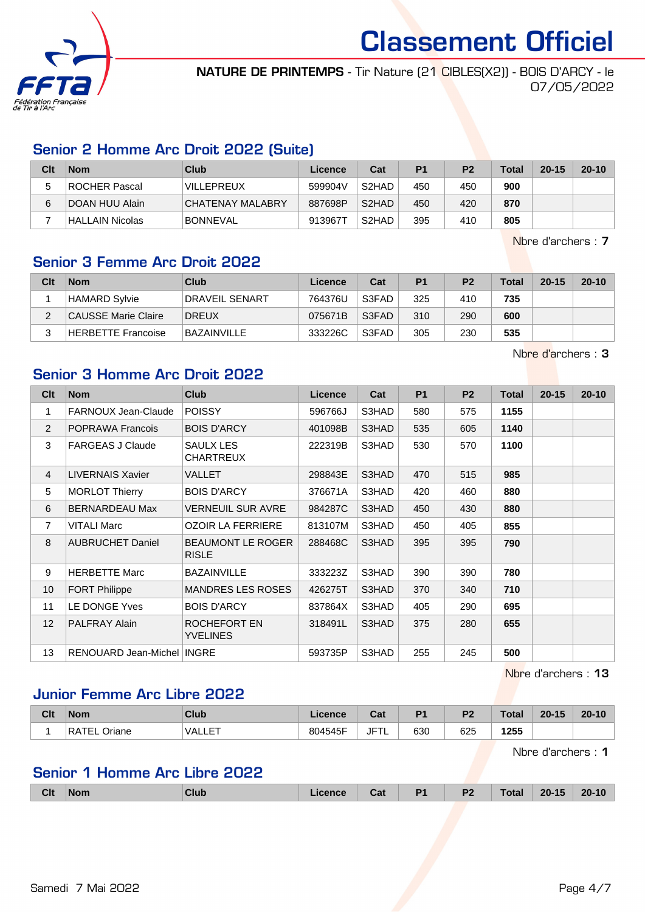# Classement Officiel

**NATURE DE PRINTEMPS** - Tir Nature (21 CIBLES(X2)) - BOIS D'ARCY - le 07/05/2022

## Senior 2 Homme Arc Droit 2022 (Suite)

| Clt | Nom | Club | Licence | Cat | P1 | P2 | Total | 20-15 | 20-10 |
|---|---|---|---|---|---|---|---|---|---|
| 5 | ROCHER Pascal | VILLEPREUX | 599904V | S2HAD | 450 | 450 | **900** | | |
| 6 | DOAN HUU Alain | CHATENAY MALABRY | 887698P | S2HAD | 450 | 420 | **870** | | |
| 7 | HALLAIN Nicolas | BONNEVAL | 913967T | S2HAD | 395 | 410 | **805** | | |

Nbre d'archers : **7**

## Senior 3 Femme Arc Droit 2022

| Clt | Nom | Club | Licence | Cat | P1 | P2 | Total | 20-15 | 20-10 |
|---|---|---|---|---|---|---|---|---|---|
| 1 | HAMARD Sylvie | DRAVEIL SENART | 764376U | S3FAD | 325 | 410 | **735** | | |
| 2 | CAUSSE Marie Claire | DREUX | 075671B | S3FAD | 310 | 290 | **600** | | |
| 3 | HERBETTE Francoise | BAZAINVILLE | 333226C | S3FAD | 305 | 230 | **535** | | |

Nbre d'archers : **3**

## Senior 3 Homme Arc Droit 2022

| Clt | Nom | Club | Licence | Cat | P1 | P2 | Total | 20-15 | 20-10 |
|---|---|---|---|---|---|---|---|---|---|
| 1 | FARNOUX Jean-Claude | POISSY | 596766J | S3HAD | 580 | 575 | **1155** | | |
| 2 | POPRAWA Francois | BOIS D'ARCY | 401098B | S3HAD | 535 | 605 | **1140** | | |
| 3 | FARGEAS J Claude | SAULX LES CHARTREUX | 222319B | S3HAD | 530 | 570 | **1100** | | |
| 4 | LIVERNAIS Xavier | VALLET | 298843E | S3HAD | 470 | 515 | **985** | | |
| 5 | MORLOT Thierry | BOIS D'ARCY | 376671A | S3HAD | 420 | 460 | **880** | | |
| 6 | BERNARDEAU Max | VERNEUIL SUR AVRE | 984287C | S3HAD | 450 | 430 | **880** | | |
| 7 | VITALI Marc | OZOIR LA FERRIERE | 813107M | S3HAD | 450 | 405 | **855** | | |
| 8 | AUBRUCHET Daniel | BEAUMONT LE ROGER RISLE | 288468C | S3HAD | 395 | 395 | **790** | | |
| 9 | HERBETTE Marc | BAZAINVILLE | 333223Z | S3HAD | 390 | 390 | **780** | | |
| 10 | FORT Philippe | MANDRES LES ROSES | 426275T | S3HAD | 370 | 340 | **710** | | |
| 11 | LE DONGE Yves | BOIS D'ARCY | 837864X | S3HAD | 405 | 290 | **695** | | |
| 12 | PALFRAY Alain | ROCHEFORT EN YVELINES | 318491L | S3HAD | 375 | 280 | **655** | | |
| 13 | RENOUARD Jean-Michel | INGRE | 593735P | S3HAD | 255 | 245 | **500** | | |

Nbre d'archers : **13**

## Junior Femme Arc Libre 2022

| Clt | Nom | Club | Licence | Cat | P1 | P2 | Total | 20-15 | 20-10 |
|---|---|---|---|---|---|---|---|---|---|
| 1 | RATEL Oriane | VALLET | 804545F | JFTL | 630 | 625 | **1255** | | |

Nbre d'archers : **1**

## Senior 1 Homme Arc Libre 2022

| Clt | Nom | Club | Licence | Cat | P1 | P2 | Total | 20-15 | 20-10 |
|---|---|---|---|---|---|---|---|---|---|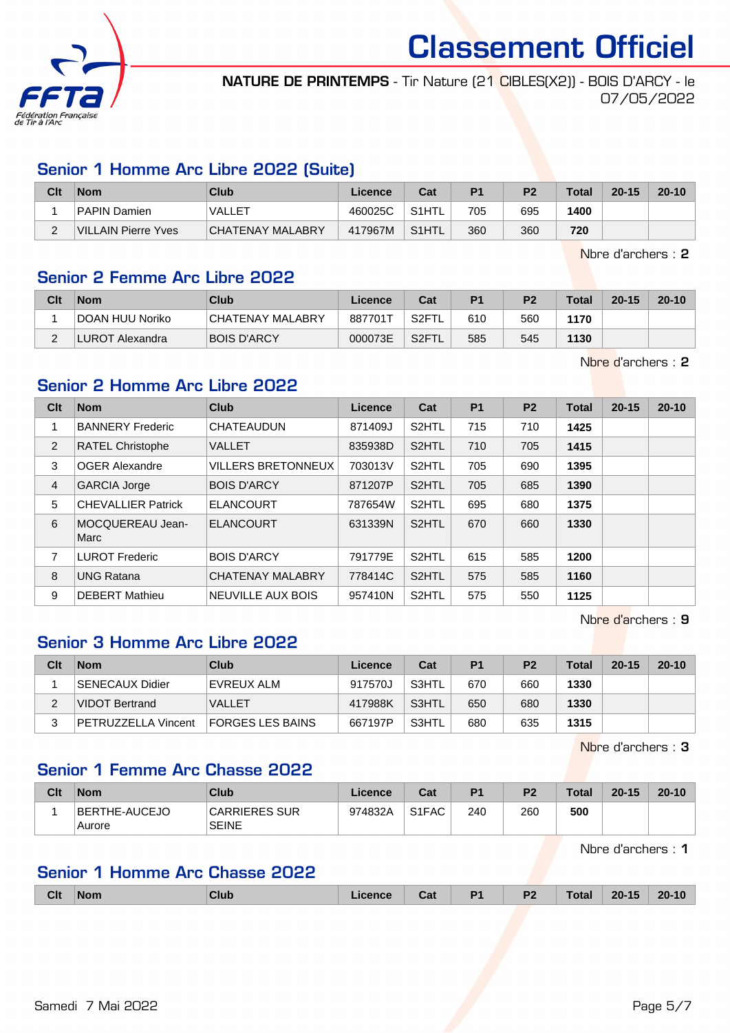# Classement Officiel

**NATURE DE PRINTEMPS** - Tir Nature (21 CIBLES(X2)) - BOIS D'ARCY - le 07/05/2022

## Senior 1 Homme Arc Libre 2022 (Suite)

| Clt | Nom | Club | Licence | Cat | P1 | P2 | Total | 20-15 | 20-10 |
|---|---|---|---|---|---|---|---|---|---|
| 1 | PAPIN Damien | VALLET | 460025C | S1HTL | 705 | 695 | **1400** | | |
| 2 | VILLAIN Pierre Yves | CHATENAY MALABRY | 417967M | S1HTL | 360 | 360 | **720** | | |

Nbre d'archers : **2**

## Senior 2 Femme Arc Libre 2022

| Clt | Nom | Club | Licence | Cat | P1 | P2 | Total | 20-15 | 20-10 |
|---|---|---|---|---|---|---|---|---|---|
| 1 | DOAN HUU Noriko | CHATENAY MALABRY | 887701T | S2FTL | 610 | 560 | **1170** | | |
| 2 | LUROT Alexandra | BOIS D'ARCY | 000073E | S2FTL | 585 | 545 | **1130** | | |

Nbre d'archers : **2**

## Senior 2 Homme Arc Libre 2022

| Clt | Nom | Club | Licence | Cat | P1 | P2 | Total | 20-15 | 20-10 |
|---|---|---|---|---|---|---|---|---|---|
| 1 | BANNERY Frederic | CHATEAUDUN | 871409J | S2HTL | 715 | 710 | **1425** | | |
| 2 | RATEL Christophe | VALLET | 835938D | S2HTL | 710 | 705 | **1415** | | |
| 3 | OGER Alexandre | VILLERS BRETONNEUX | 703013V | S2HTL | 705 | 690 | **1395** | | |
| 4 | GARCIA Jorge | BOIS D'ARCY | 871207P | S2HTL | 705 | 685 | **1390** | | |
| 5 | CHEVALLIER Patrick | ELANCOURT | 787654W | S2HTL | 695 | 680 | **1375** | | |
| 6 | MOCQUEREAU Jean-Marc | ELANCOURT | 631339N | S2HTL | 670 | 660 | **1330** | | |
| 7 | LUROT Frederic | BOIS D'ARCY | 791779E | S2HTL | 615 | 585 | **1200** | | |
| 8 | UNG Ratana | CHATENAY MALABRY | 778414C | S2HTL | 575 | 585 | **1160** | | |
| 9 | DEBERT Mathieu | NEUVILLE AUX BOIS | 957410N | S2HTL | 575 | 550 | **1125** | | |

Nbre d'archers : **9**

## Senior 3 Homme Arc Libre 2022

| Clt | Nom | Club | Licence | Cat | P1 | P2 | Total | 20-15 | 20-10 |
|---|---|---|---|---|---|---|---|---|---|
| 1 | SENECAUX Didier | EVREUX ALM | 917570J | S3HTL | 670 | 660 | **1330** | | |
| 2 | VIDOT Bertrand | VALLET | 417988K | S3HTL | 650 | 680 | **1330** | | |
| 3 | PETRUZZELLA Vincent | FORGES LES BAINS | 667197P | S3HTL | 680 | 635 | **1315** | | |

Nbre d'archers : **3**

## Senior 1 Femme Arc Chasse 2022

| Clt | Nom | Club | Licence | Cat | P1 | P2 | Total | 20-15 | 20-10 |
|---|---|---|---|---|---|---|---|---|---|
| 1 | BERTHE-AUCEJO Aurore | CARRIERES SUR SEINE | 974832A | S1FAC | 240 | 260 | **500** | | |

Nbre d'archers : **1**

## Senior 1 Homme Arc Chasse 2022

| Clt | Nom | Club | Licence | Cat | P1 | P2 | Total | 20-15 | 20-10 |
|---|---|---|---|---|---|---|---|---|---|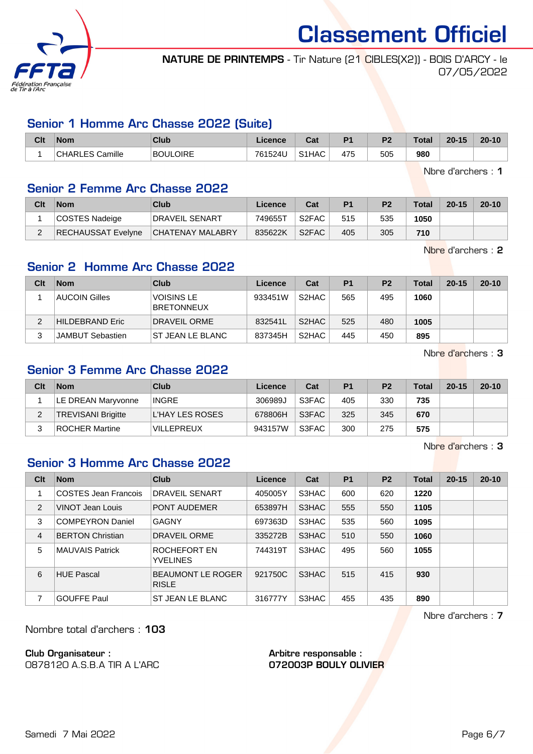# Classement Officiel

**NATURE DE PRINTEMPS** - Tir Nature (21 CIBLES(X2)) - BOIS D'ARCY - le 07/05/2022

## Senior 1 Homme Arc Chasse 2022 (Suite)

| Clt | Nom | Club | Licence | Cat | P1 | P2 | Total | 20-15 | 20-10 |
|---|---|---|---|---|---|---|---|---|---|
| 1 | CHARLES Camille | BOULOIRE | 761524U | S1HAC | 475 | 505 | **980** | | |

Nbre d'archers : **1**

## Senior 2 Femme Arc Chasse 2022

| Clt | Nom | Club | Licence | Cat | P1 | P2 | Total | 20-15 | 20-10 |
|---|---|---|---|---|---|---|---|---|---|
| 1 | COSTES Nadeige | DRAVEIL SENART | 749655T | S2FAC | 515 | 535 | **1050** | | |
| 2 | RECHAUSSAT Evelyne | CHATENAY MALABRY | 835622K | S2FAC | 405 | 305 | **710** | | |

Nbre d'archers : **2**

## Senior 2 Homme Arc Chasse 2022

| Clt | Nom | Club | Licence | Cat | P1 | P2 | Total | 20-15 | 20-10 |
|---|---|---|---|---|---|---|---|---|---|
| 1 | AUCOIN Gilles | VOISINS LE BRETONNEUX | 933451W | S2HAC | 565 | 495 | **1060** | | |
| 2 | HILDEBRAND Eric | DRAVEIL ORME | 832541L | S2HAC | 525 | 480 | **1005** | | |
| 3 | JAMBUT Sebastien | ST JEAN LE BLANC | 837345H | S2HAC | 445 | 450 | **895** | | |

Nbre d'archers : **3**

## Senior 3 Femme Arc Chasse 2022

| Clt | Nom | Club | Licence | Cat | P1 | P2 | Total | 20-15 | 20-10 |
|---|---|---|---|---|---|---|---|---|---|
| 1 | LE DREAN Maryvonne | INGRE | 306989J | S3FAC | 405 | 330 | **735** | | |
| 2 | TREVISANI Brigitte | L'HAY LES ROSES | 678806H | S3FAC | 325 | 345 | **670** | | |
| 3 | ROCHER Martine | VILLEPREUX | 943157W | S3FAC | 300 | 275 | **575** | | |

Nbre d'archers : **3**

## Senior 3 Homme Arc Chasse 2022

| Clt | Nom | Club | Licence | Cat | P1 | P2 | Total | 20-15 | 20-10 |
|---|---|---|---|---|---|---|---|---|---|
| 1 | COSTES Jean Francois | DRAVEIL SENART | 405005Y | S3HAC | 600 | 620 | **1220** | | |
| 2 | VINOT Jean Louis | PONT AUDEMER | 653897H | S3HAC | 555 | 550 | **1105** | | |
| 3 | COMPEYRON Daniel | GAGNY | 697363D | S3HAC | 535 | 560 | **1095** | | |
| 4 | BERTON Christian | DRAVEIL ORME | 335272B | S3HAC | 510 | 550 | **1060** | | |
| 5 | MAUVAIS Patrick | ROCHEFORT EN YVELINES | 744319T | S3HAC | 495 | 560 | **1055** | | |
| 6 | HUE Pascal | BEAUMONT LE ROGER RISLE | 921750C | S3HAC | 515 | 415 | **930** | | |
| 7 | GOUFFE Paul | ST JEAN LE BLANC | 316777Y | S3HAC | 455 | 435 | **890** | | |

Nbre d'archers : **7**

Nombre total d'archers : **103**

**Club Organisateur :**
0878120 A.S.B.A TIR A L'ARC

**Arbitre responsable :**
**072003P BOULY OLIVIER**

Samedi 7 Mai 2022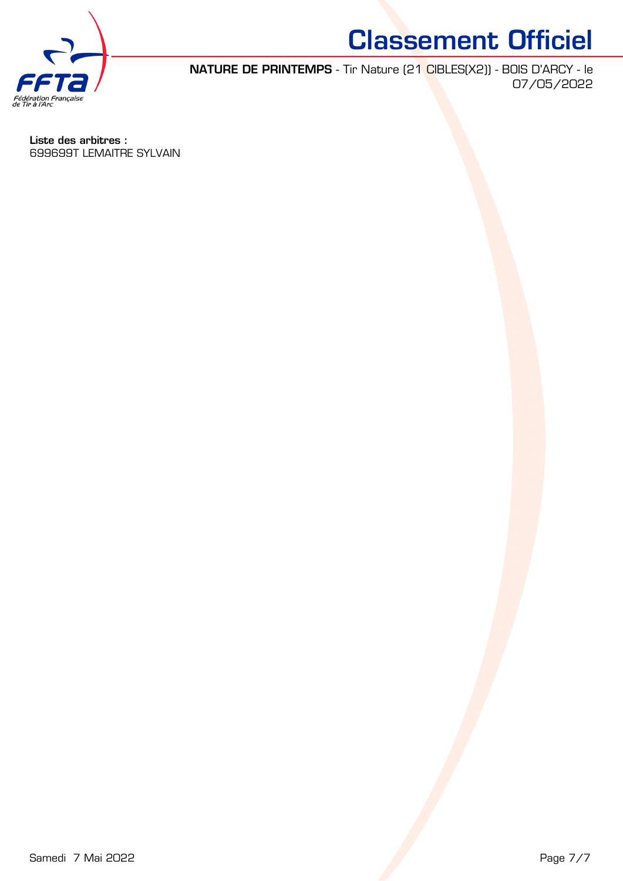**Liste des arbitres :**
699699T LEMAITRE SYLVAIN